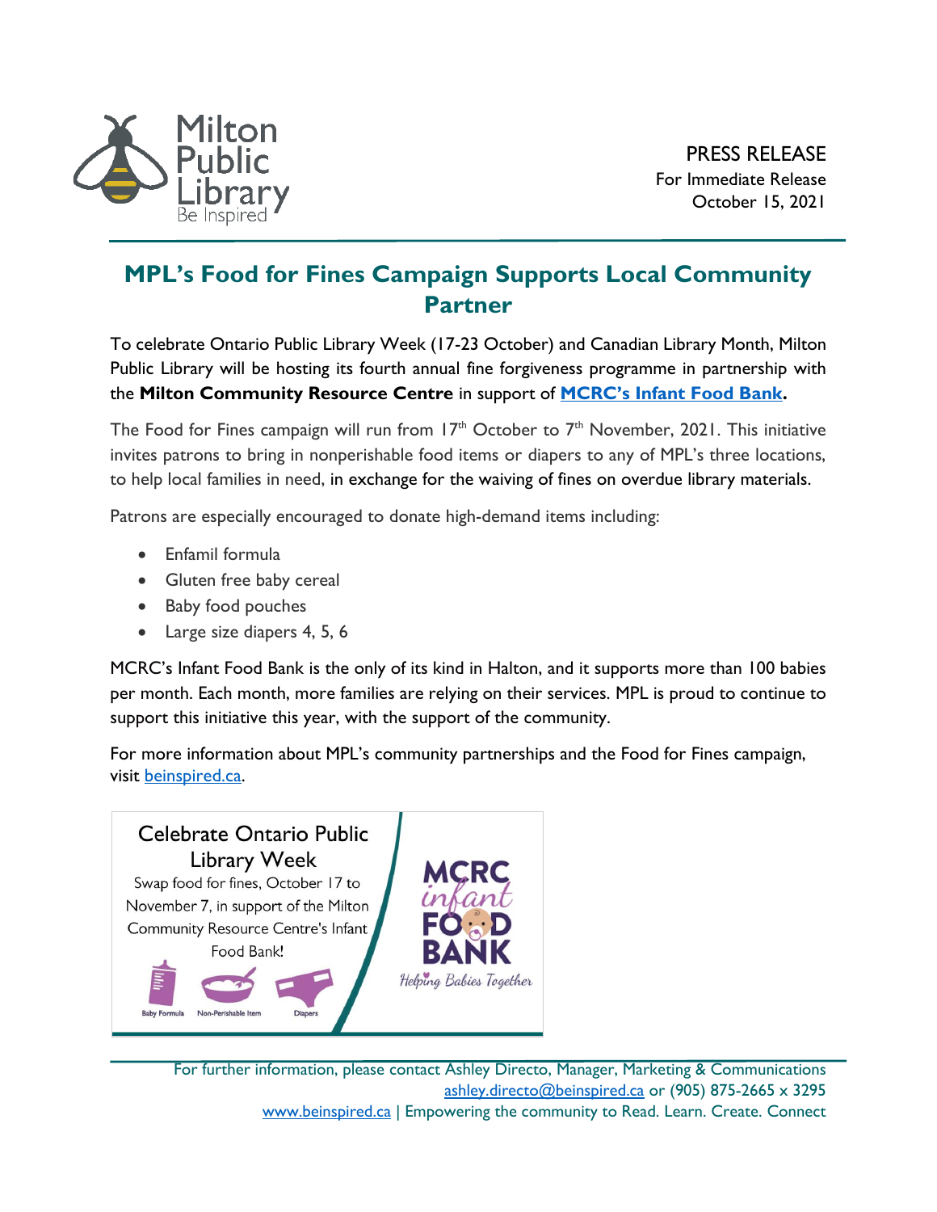Milton Public Library
Be Inspired

PRESS RELEASE
For Immediate Release
October 15, 2021

# MPL's Food for Fines Campaign Supports Local Community Partner

To celebrate Ontario Public Library Week (17-23 October) and Canadian Library Month, Milton Public Library will be hosting its fourth annual fine forgiveness programme in partnership with the **Milton Community Resource Centre** in support of **[MCRC's Infant Food Bank](#).**

The Food for Fines campaign will run from 17th October to 7th November, 2021. This initiative invites patrons to bring in nonperishable food items or diapers to any of MPL's three locations, to help local families in need, in exchange for the waiving of fines on overdue library materials.

Patrons are especially encouraged to donate high-demand items including:

- Enfamil formula
- Gluten free baby cereal
- Baby food pouches
- Large size diapers 4, 5, 6

MCRC's Infant Food Bank is the only of its kind in Halton, and it supports more than 100 babies per month. Each month, more families are relying on their services. MPL is proud to continue to support this initiative this year, with the support of the community.

For more information about MPL's community partnerships and the Food for Fines campaign, visit beinspired.ca.

Celebrate Ontario Public Library Week
Swap food for fines, October 17 to November 7, in support of the Milton Community Resource Centre's Infant Food Bank!

Baby Formula | Non-Perishable Item | Diapers

MCRC infant FOOD BANK
Helping Babies Together

For further information, please contact Ashley Directo, Manager, Marketing & Communications
ashley.directo@beinspired.ca or (905) 875-2665 x 3295
www.beinspired.ca | Empowering the community to Read. Learn. Create. Connect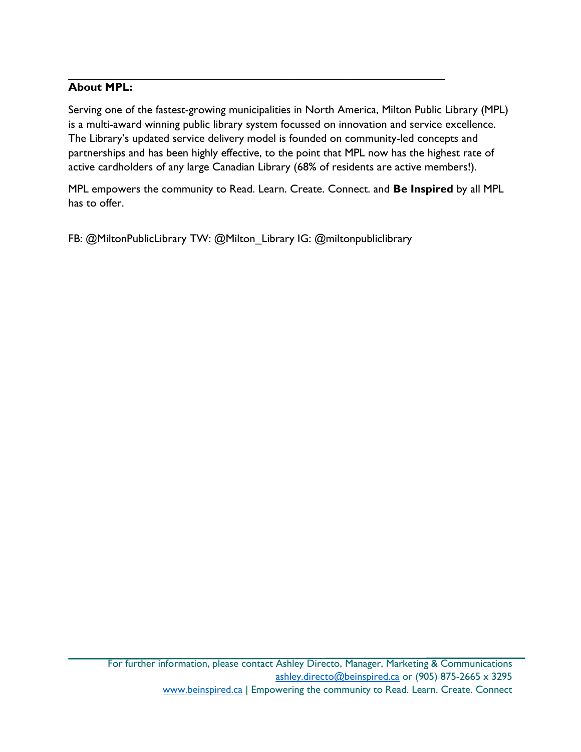---

**About MPL:**

Serving one of the fastest-growing municipalities in North America, Milton Public Library (MPL) is a multi-award winning public library system focussed on innovation and service excellence. The Library's updated service delivery model is founded on community-led concepts and partnerships and has been highly effective, to the point that MPL now has the highest rate of active cardholders of any large Canadian Library (68% of residents are active members!).

MPL empowers the community to Read. Learn. Create. Connect. and **Be Inspired** by all MPL has to offer.

FB: @MiltonPublicLibrary TW: @Milton_Library IG: @miltonpubliclibrary

---

For further information, please contact Ashley Directo, Manager, Marketing & Communications
ashley.directo@beinspired.ca or (905) 875-2665 x 3295
www.beinspired.ca | Empowering the community to Read. Learn. Create. Connect